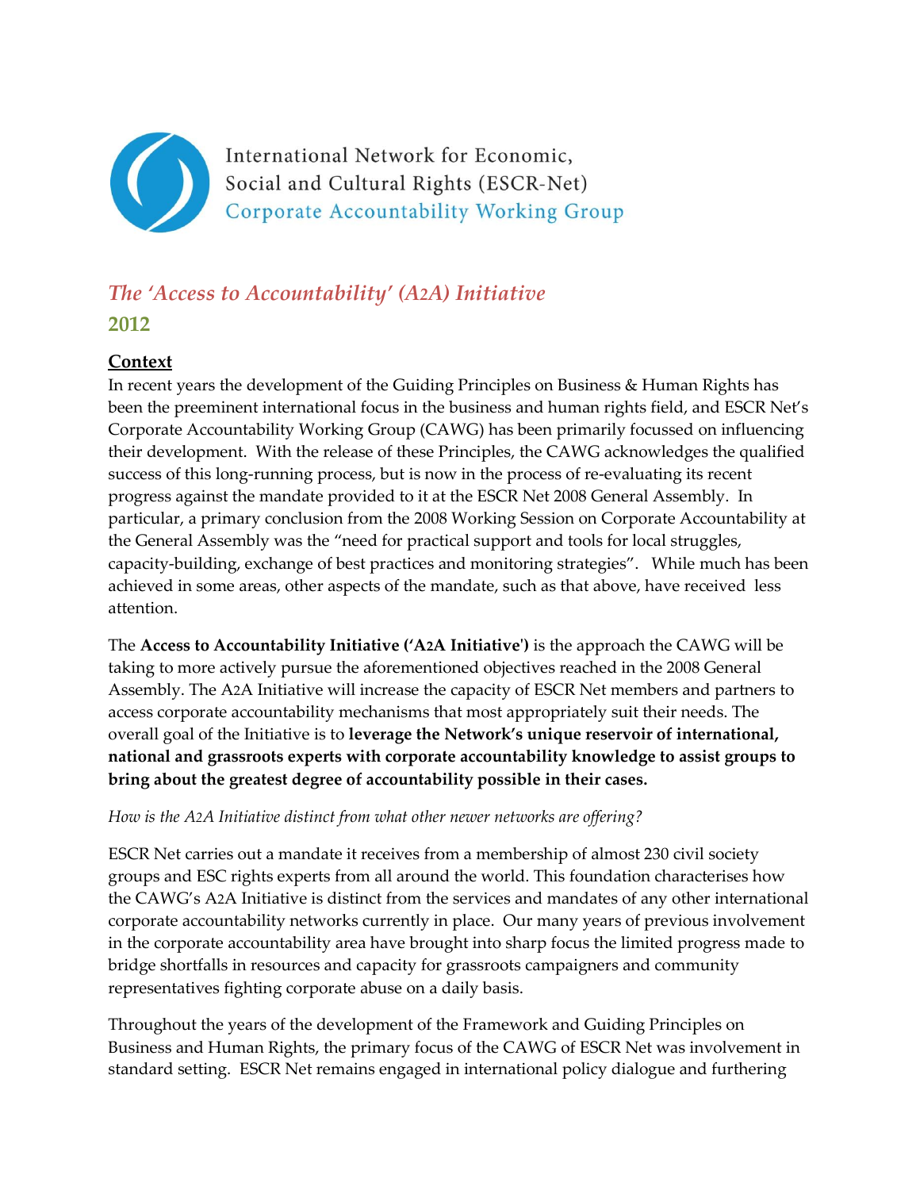International Network for Economic, Social and Cultural Rights (ESCR-Net)
Corporate Accountability Working Group

# *The 'Access to Accountability' (A2A) Initiative*

## 2012

### Context

In recent years the development of the Guiding Principles on Business & Human Rights has been the preeminent international focus in the business and human rights field, and ESCR Net's Corporate Accountability Working Group (CAWG) has been primarily focussed on influencing their development. With the release of these Principles, the CAWG acknowledges the qualified success of this long-running process, but is now in the process of re-evaluating its recent progress against the mandate provided to it at the ESCR Net 2008 General Assembly. In particular, a primary conclusion from the 2008 Working Session on Corporate Accountability at the General Assembly was the "need for practical support and tools for local struggles, capacity-building, exchange of best practices and monitoring strategies". While much has been achieved in some areas, other aspects of the mandate, such as that above, have received less attention.

The **Access to Accountability Initiative ('A2A Initiative')** is the approach the CAWG will be taking to more actively pursue the aforementioned objectives reached in the 2008 General Assembly. The A2A Initiative will increase the capacity of ESCR Net members and partners to access corporate accountability mechanisms that most appropriately suit their needs. The overall goal of the Initiative is to **leverage the Network's unique reservoir of international, national and grassroots experts with corporate accountability knowledge to assist groups to bring about the greatest degree of accountability possible in their cases.**

*How is the A2A Initiative distinct from what other newer networks are offering?*

ESCR Net carries out a mandate it receives from a membership of almost 230 civil society groups and ESC rights experts from all around the world. This foundation characterises how the CAWG's A2A Initiative is distinct from the services and mandates of any other international corporate accountability networks currently in place. Our many years of previous involvement in the corporate accountability area have brought into sharp focus the limited progress made to bridge shortfalls in resources and capacity for grassroots campaigners and community representatives fighting corporate abuse on a daily basis.

Throughout the years of the development of the Framework and Guiding Principles on Business and Human Rights, the primary focus of the CAWG of ESCR Net was involvement in standard setting. ESCR Net remains engaged in international policy dialogue and furthering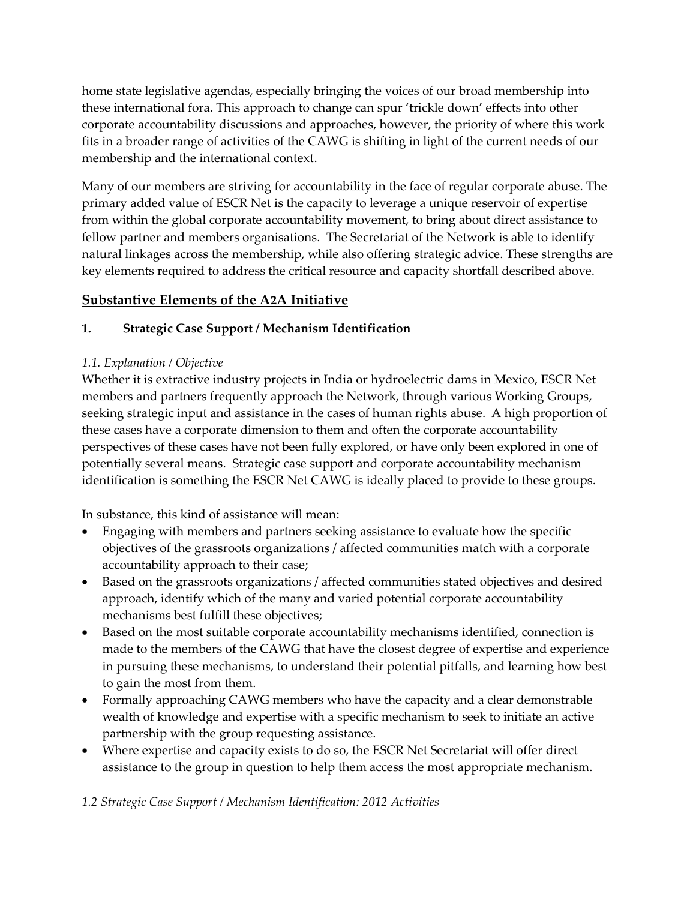home state legislative agendas, especially bringing the voices of our broad membership into these international fora. This approach to change can spur 'trickle down' effects into other corporate accountability discussions and approaches, however, the priority of where this work fits in a broader range of activities of the CAWG is shifting in light of the current needs of our membership and the international context.

Many of our members are striving for accountability in the face of regular corporate abuse. The primary added value of ESCR Net is the capacity to leverage a unique reservoir of expertise from within the global corporate accountability movement, to bring about direct assistance to fellow partner and members organisations. The Secretariat of the Network is able to identify natural linkages across the membership, while also offering strategic advice. These strengths are key elements required to address the critical resource and capacity shortfall described above.

## Substantive Elements of the A2A Initiative

### 1. Strategic Case Support / Mechanism Identification

*1.1. Explanation / Objective*

Whether it is extractive industry projects in India or hydroelectric dams in Mexico, ESCR Net members and partners frequently approach the Network, through various Working Groups, seeking strategic input and assistance in the cases of human rights abuse. A high proportion of these cases have a corporate dimension to them and often the corporate accountability perspectives of these cases have not been fully explored, or have only been explored in one of potentially several means. Strategic case support and corporate accountability mechanism identification is something the ESCR Net CAWG is ideally placed to provide to these groups.

In substance, this kind of assistance will mean:

- Engaging with members and partners seeking assistance to evaluate how the specific objectives of the grassroots organizations / affected communities match with a corporate accountability approach to their case;
- Based on the grassroots organizations / affected communities stated objectives and desired approach, identify which of the many and varied potential corporate accountability mechanisms best fulfill these objectives;
- Based on the most suitable corporate accountability mechanisms identified, connection is made to the members of the CAWG that have the closest degree of expertise and experience in pursuing these mechanisms, to understand their potential pitfalls, and learning how best to gain the most from them.
- Formally approaching CAWG members who have the capacity and a clear demonstrable wealth of knowledge and expertise with a specific mechanism to seek to initiate an active partnership with the group requesting assistance.
- Where expertise and capacity exists to do so, the ESCR Net Secretariat will offer direct assistance to the group in question to help them access the most appropriate mechanism.

*1.2 Strategic Case Support / Mechanism Identification: 2012 Activities*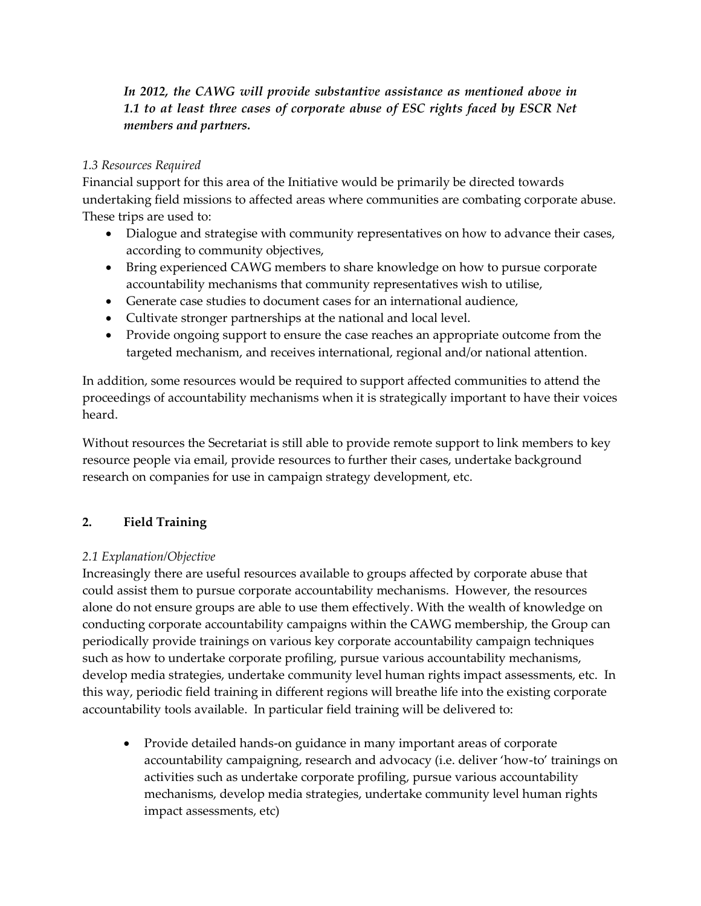***In 2012, the CAWG will provide substantive assistance as mentioned above in 1.1 to at least three cases of corporate abuse of ESC rights faced by ESCR Net members and partners.***

*1.3 Resources Required*

Financial support for this area of the Initiative would be primarily be directed towards undertaking field missions to affected areas where communities are combating corporate abuse. These trips are used to:

- Dialogue and strategise with community representatives on how to advance their cases, according to community objectives,
- Bring experienced CAWG members to share knowledge on how to pursue corporate accountability mechanisms that community representatives wish to utilise,
- Generate case studies to document cases for an international audience,
- Cultivate stronger partnerships at the national and local level.
- Provide ongoing support to ensure the case reaches an appropriate outcome from the targeted mechanism, and receives international, regional and/or national attention.

In addition, some resources would be required to support affected communities to attend the proceedings of accountability mechanisms when it is strategically important to have their voices heard.

Without resources the Secretariat is still able to provide remote support to link members to key resource people via email, provide resources to further their cases, undertake background research on companies for use in campaign strategy development, etc.

## 2. Field Training

*2.1 Explanation/Objective*

Increasingly there are useful resources available to groups affected by corporate abuse that could assist them to pursue corporate accountability mechanisms. However, the resources alone do not ensure groups are able to use them effectively. With the wealth of knowledge on conducting corporate accountability campaigns within the CAWG membership, the Group can periodically provide trainings on various key corporate accountability campaign techniques such as how to undertake corporate profiling, pursue various accountability mechanisms, develop media strategies, undertake community level human rights impact assessments, etc. In this way, periodic field training in different regions will breathe life into the existing corporate accountability tools available. In particular field training will be delivered to:

- Provide detailed hands-on guidance in many important areas of corporate accountability campaigning, research and advocacy (i.e. deliver 'how-to' trainings on activities such as undertake corporate profiling, pursue various accountability mechanisms, develop media strategies, undertake community level human rights impact assessments, etc)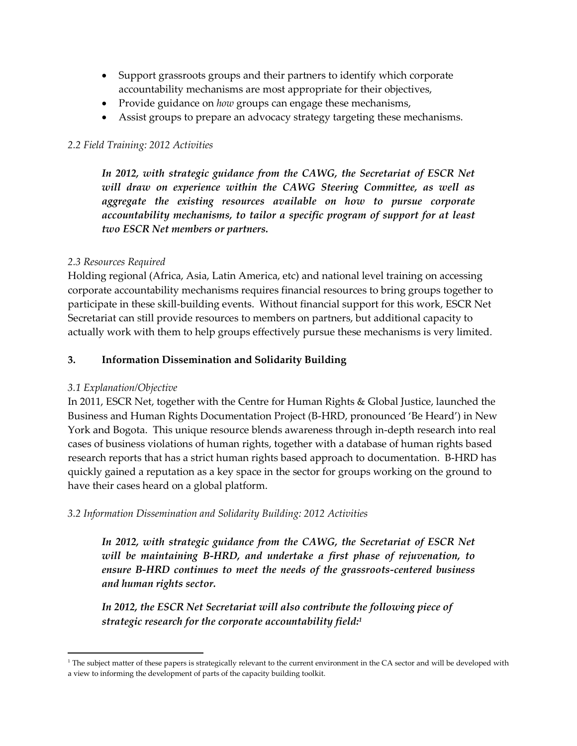- Support grassroots groups and their partners to identify which corporate accountability mechanisms are most appropriate for their objectives,
- Provide guidance on *how* groups can engage these mechanisms,
- Assist groups to prepare an advocacy strategy targeting these mechanisms.

*2.2 Field Training: 2012 Activities*

> ***In 2012, with strategic guidance from the CAWG, the Secretariat of ESCR Net will draw on experience within the CAWG Steering Committee, as well as aggregate the existing resources available on how to pursue corporate accountability mechanisms, to tailor a specific program of support for at least two ESCR Net members or partners.***

*2.3 Resources Required*

Holding regional (Africa, Asia, Latin America, etc) and national level training on accessing corporate accountability mechanisms requires financial resources to bring groups together to participate in these skill-building events. Without financial support for this work, ESCR Net Secretariat can still provide resources to members on partners, but additional capacity to actually work with them to help groups effectively pursue these mechanisms is very limited.

## 3. Information Dissemination and Solidarity Building

*3.1 Explanation/Objective*

In 2011, ESCR Net, together with the Centre for Human Rights & Global Justice, launched the Business and Human Rights Documentation Project (B-HRD, pronounced 'Be Heard') in New York and Bogota. This unique resource blends awareness through in-depth research into real cases of business violations of human rights, together with a database of human rights based research reports that has a strict human rights based approach to documentation. B-HRD has quickly gained a reputation as a key space in the sector for groups working on the ground to have their cases heard on a global platform.

*3.2 Information Dissemination and Solidarity Building: 2012 Activities*

> ***In 2012, with strategic guidance from the CAWG, the Secretariat of ESCR Net will be maintaining B-HRD, and undertake a first phase of rejuvenation, to ensure B-HRD continues to meet the needs of the grassroots-centered business and human rights sector.***
>
> ***In 2012, the ESCR Net Secretariat will also contribute the following piece of strategic research for the corporate accountability field:[1]***

[1] The subject matter of these papers is strategically relevant to the current environment in the CA sector and will be developed with a view to informing the development of parts of the capacity building toolkit.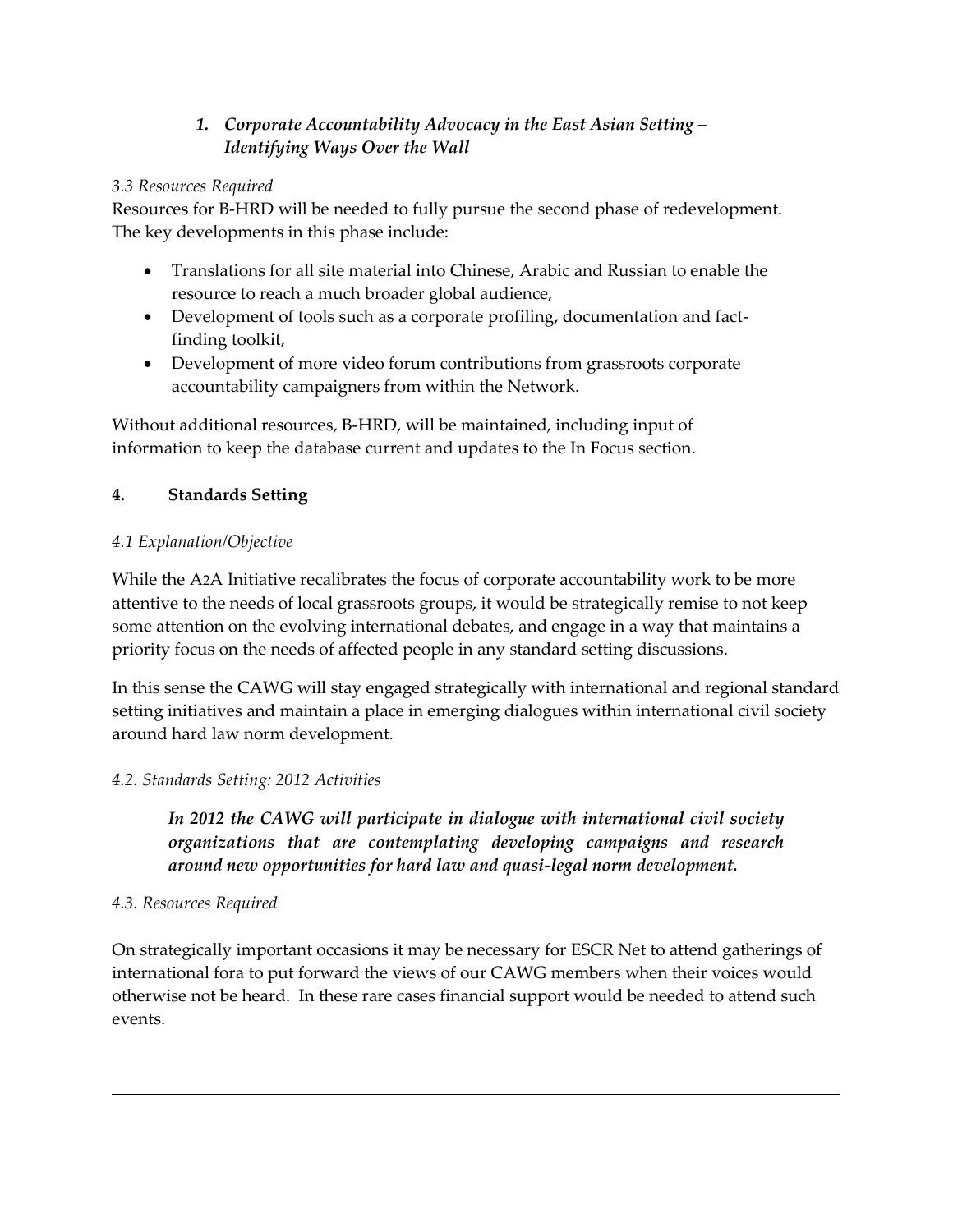*1. Corporate Accountability Advocacy in the East Asian Setting – Identifying Ways Over the Wall*

*3.3 Resources Required*

Resources for B-HRD will be needed to fully pursue the second phase of redevelopment. The key developments in this phase include:

- Translations for all site material into Chinese, Arabic and Russian to enable the resource to reach a much broader global audience,
- Development of tools such as a corporate profiling, documentation and fact-finding toolkit,
- Development of more video forum contributions from grassroots corporate accountability campaigners from within the Network.

Without additional resources, B-HRD, will be maintained, including input of information to keep the database current and updates to the In Focus section.

## 4. Standards Setting

*4.1 Explanation/Objective*

While the A2A Initiative recalibrates the focus of corporate accountability work to be more attentive to the needs of local grassroots groups, it would be strategically remise to not keep some attention on the evolving international debates, and engage in a way that maintains a priority focus on the needs of affected people in any standard setting discussions.

In this sense the CAWG will stay engaged strategically with international and regional standard setting initiatives and maintain a place in emerging dialogues within international civil society around hard law norm development.

*4.2. Standards Setting: 2012 Activities*

> ***In 2012 the CAWG will participate in dialogue with international civil society organizations that are contemplating developing campaigns and research around new opportunities for hard law and quasi-legal norm development.***

*4.3. Resources Required*

On strategically important occasions it may be necessary for ESCR Net to attend gatherings of international fora to put forward the views of our CAWG members when their voices would otherwise not be heard. In these rare cases financial support would be needed to attend such events.